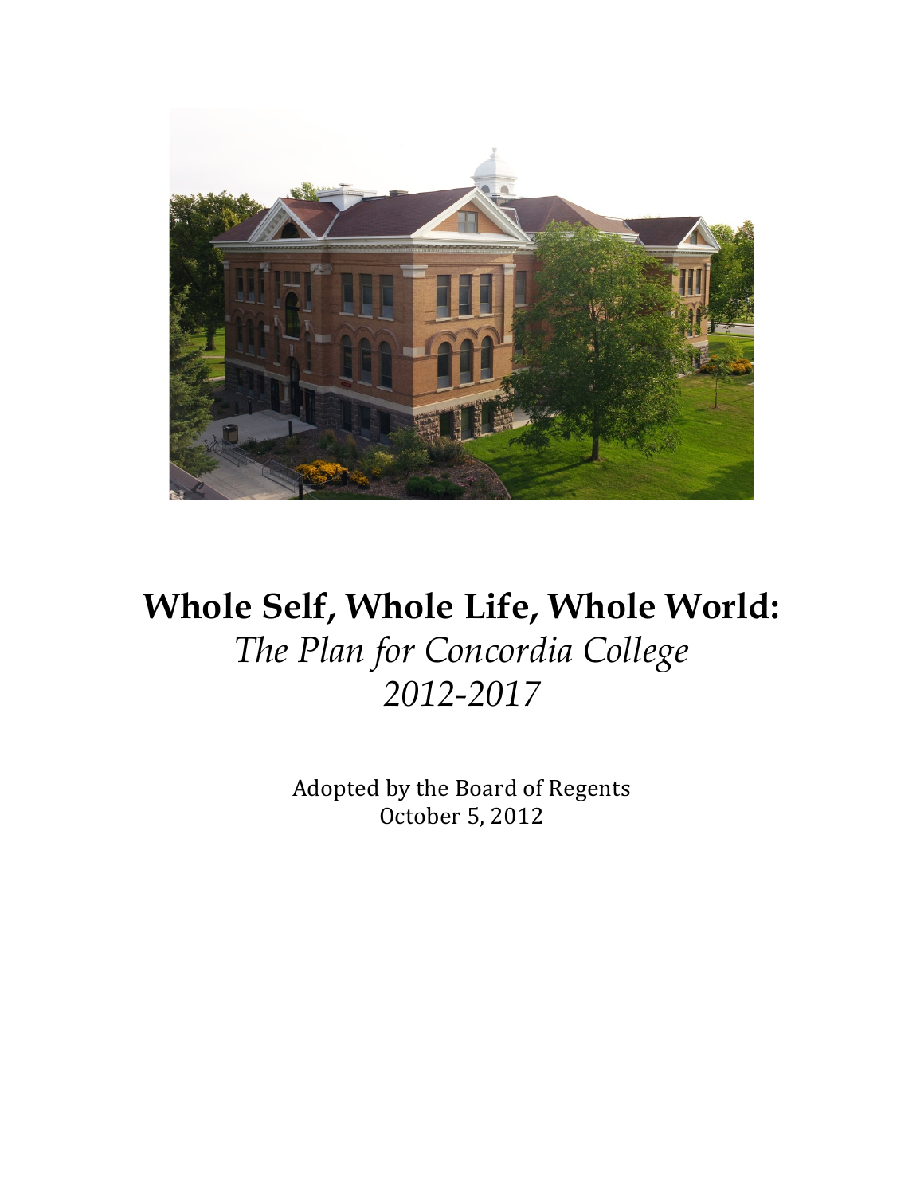# Whole Self, Whole Life, Whole World:

*The Plan for Concordia College*
*2012-2017*

Adopted by the Board of Regents
October 5, 2012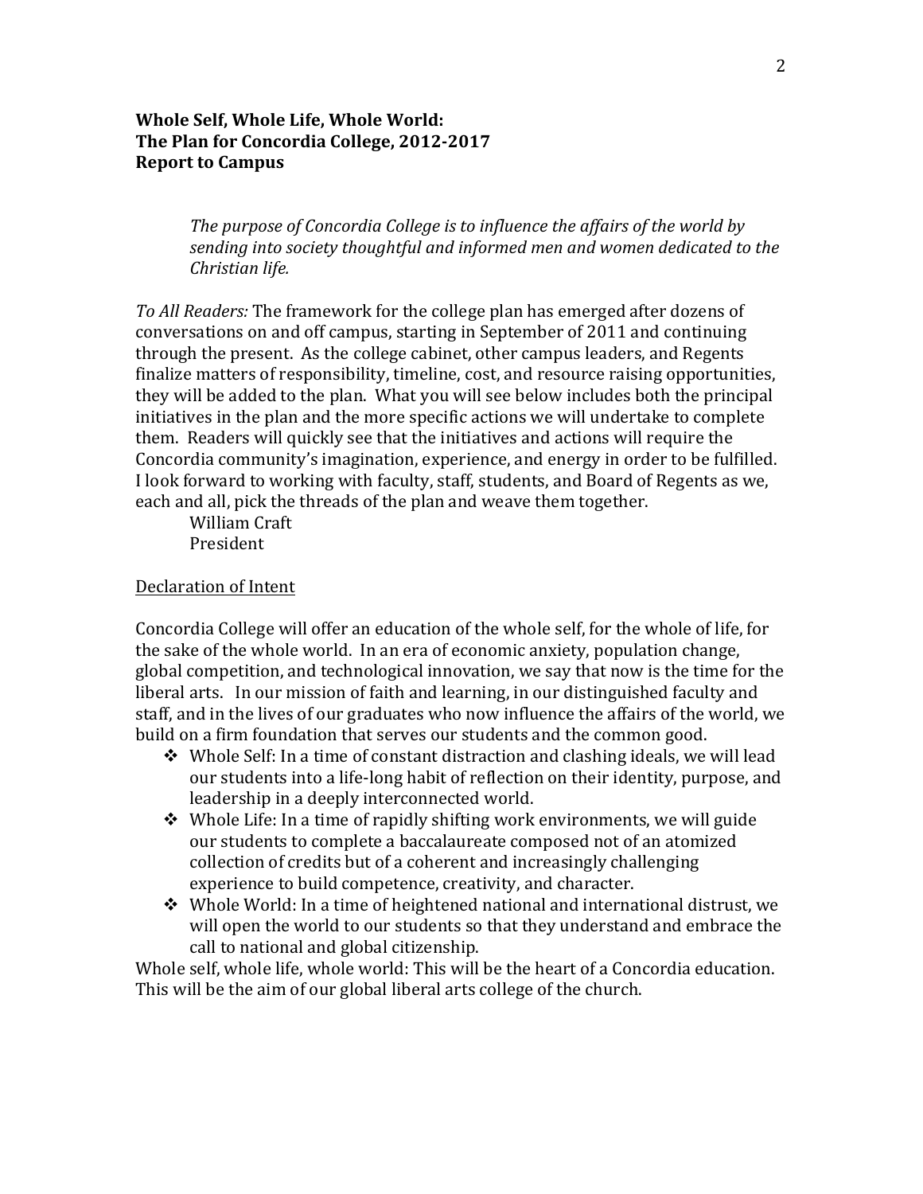**Whole Self, Whole Life, Whole World:**
**The Plan for Concordia College, 2012-2017**
**Report to Campus**

> *The purpose of Concordia College is to influence the affairs of the world by sending into society thoughtful and informed men and women dedicated to the Christian life.*

*To All Readers:* The framework for the college plan has emerged after dozens of conversations on and off campus, starting in September of 2011 and continuing through the present. As the college cabinet, other campus leaders, and Regents finalize matters of responsibility, timeline, cost, and resource raising opportunities, they will be added to the plan. What you will see below includes both the principal initiatives in the plan and the more specific actions we will undertake to complete them. Readers will quickly see that the initiatives and actions will require the Concordia community's imagination, experience, and energy in order to be fulfilled. I look forward to working with faculty, staff, students, and Board of Regents as we, each and all, pick the threads of the plan and weave them together.

William Craft
President

Declaration of Intent

Concordia College will offer an education of the whole self, for the whole of life, for the sake of the whole world. In an era of economic anxiety, population change, global competition, and technological innovation, we say that now is the time for the liberal arts. In our mission of faith and learning, in our distinguished faculty and staff, and in the lives of our graduates who now influence the affairs of the world, we build on a firm foundation that serves our students and the common good.

- Whole Self: In a time of constant distraction and clashing ideals, we will lead our students into a life-long habit of reflection on their identity, purpose, and leadership in a deeply interconnected world.
- Whole Life: In a time of rapidly shifting work environments, we will guide our students to complete a baccalaureate composed not of an atomized collection of credits but of a coherent and increasingly challenging experience to build competence, creativity, and character.
- Whole World: In a time of heightened national and international distrust, we will open the world to our students so that they understand and embrace the call to national and global citizenship.

Whole self, whole life, whole world: This will be the heart of a Concordia education. This will be the aim of our global liberal arts college of the church.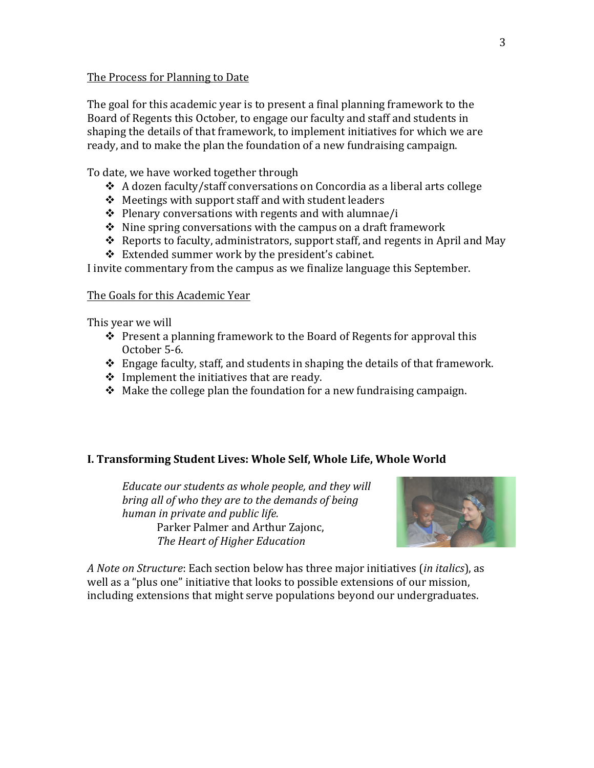The Process for Planning to Date

The goal for this academic year is to present a final planning framework to the Board of Regents this October, to engage our faculty and staff and students in shaping the details of that framework, to implement initiatives for which we are ready, and to make the plan the foundation of a new fundraising campaign.

To date, we have worked together through

- A dozen faculty/staff conversations on Concordia as a liberal arts college
- Meetings with support staff and with student leaders
- Plenary conversations with regents and with alumnae/i
- Nine spring conversations with the campus on a draft framework
- Reports to faculty, administrators, support staff, and regents in April and May
- Extended summer work by the president's cabinet.

I invite commentary from the campus as we finalize language this September.

The Goals for this Academic Year

This year we will

- Present a planning framework to the Board of Regents for approval this October 5-6.
- Engage faculty, staff, and students in shaping the details of that framework.
- Implement the initiatives that are ready.
- Make the college plan the foundation for a new fundraising campaign.

## I. Transforming Student Lives: Whole Self, Whole Life, Whole World

> *Educate our students as whole people, and they will bring all of who they are to the demands of being human in private and public life.*
>
> Parker Palmer and Arthur Zajonc, *The Heart of Higher Education*

*A Note on Structure*: Each section below has three major initiatives (*in italics*), as well as a "plus one" initiative that looks to possible extensions of our mission, including extensions that might serve populations beyond our undergraduates.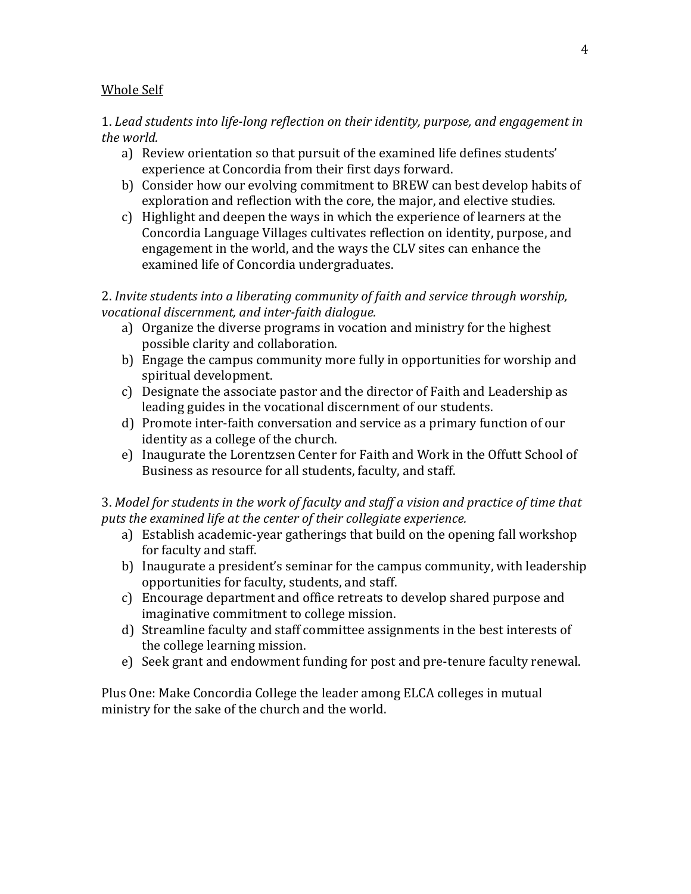<u>Whole Self</u>

1. *Lead students into life-long reflection on their identity, purpose, and engagement in the world.*

   a) Review orientation so that pursuit of the examined life defines students' experience at Concordia from their first days forward.
   b) Consider how our evolving commitment to BREW can best develop habits of exploration and reflection with the core, the major, and elective studies.
   c) Highlight and deepen the ways in which the experience of learners at the Concordia Language Villages cultivates reflection on identity, purpose, and engagement in the world, and the ways the CLV sites can enhance the examined life of Concordia undergraduates.

2. *Invite students into a liberating community of faith and service through worship, vocational discernment, and inter-faith dialogue.*

   a) Organize the diverse programs in vocation and ministry for the highest possible clarity and collaboration.
   b) Engage the campus community more fully in opportunities for worship and spiritual development.
   c) Designate the associate pastor and the director of Faith and Leadership as leading guides in the vocational discernment of our students.
   d) Promote inter-faith conversation and service as a primary function of our identity as a college of the church.
   e) Inaugurate the Lorentzsen Center for Faith and Work in the Offutt School of Business as resource for all students, faculty, and staff.

3. *Model for students in the work of faculty and staff a vision and practice of time that puts the examined life at the center of their collegiate experience.*

   a) Establish academic-year gatherings that build on the opening fall workshop for faculty and staff.
   b) Inaugurate a president's seminar for the campus community, with leadership opportunities for faculty, students, and staff.
   c) Encourage department and office retreats to develop shared purpose and imaginative commitment to college mission.
   d) Streamline faculty and staff committee assignments in the best interests of the college learning mission.
   e) Seek grant and endowment funding for post and pre-tenure faculty renewal.

Plus One: Make Concordia College the leader among ELCA colleges in mutual ministry for the sake of the church and the world.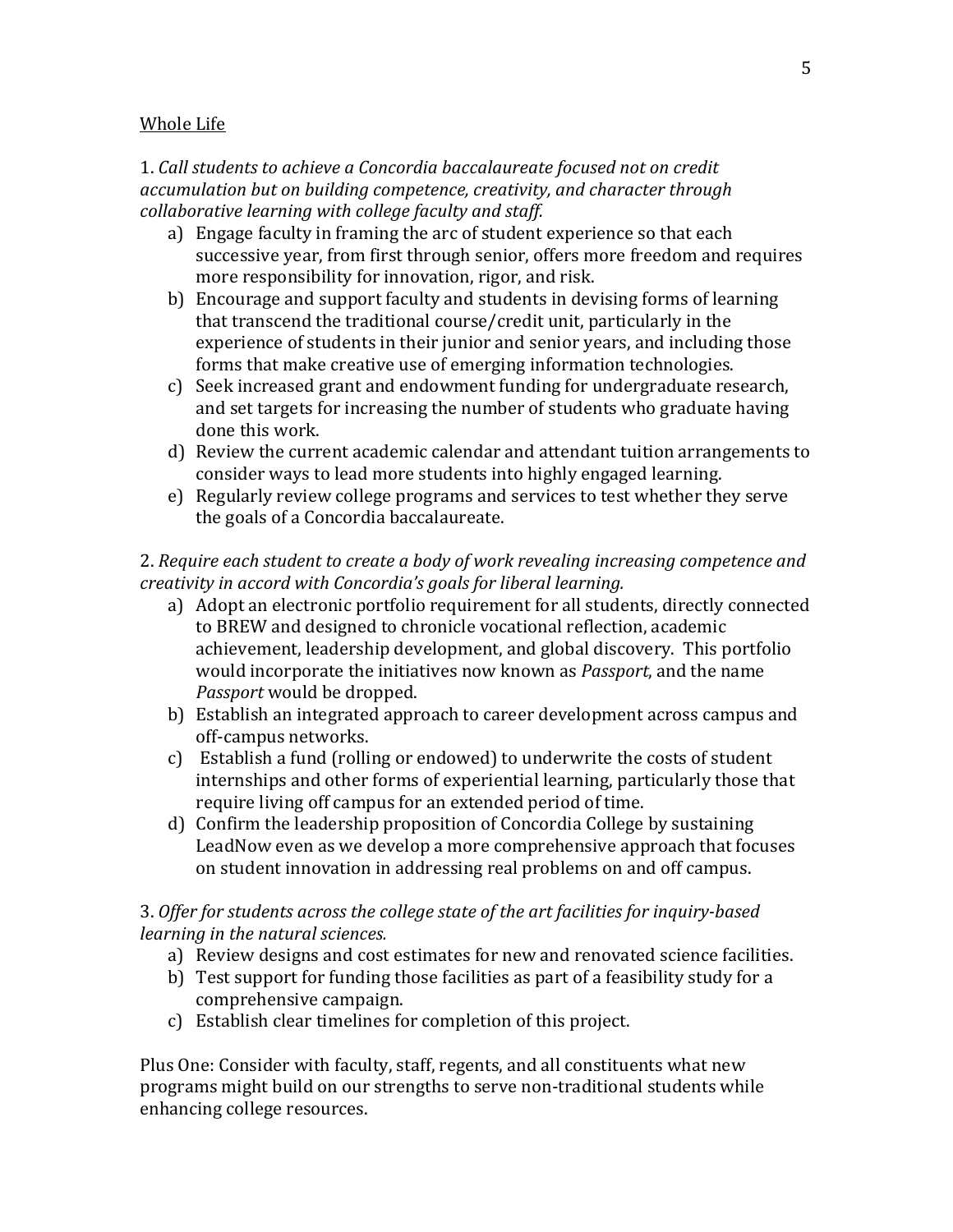Whole Life

1. *Call students to achieve a Concordia baccalaureate focused not on credit accumulation but on building competence, creativity, and character through collaborative learning with college faculty and staff.*

a) Engage faculty in framing the arc of student experience so that each successive year, from first through senior, offers more freedom and requires more responsibility for innovation, rigor, and risk.
b) Encourage and support faculty and students in devising forms of learning that transcend the traditional course/credit unit, particularly in the experience of students in their junior and senior years, and including those forms that make creative use of emerging information technologies.
c) Seek increased grant and endowment funding for undergraduate research, and set targets for increasing the number of students who graduate having done this work.
d) Review the current academic calendar and attendant tuition arrangements to consider ways to lead more students into highly engaged learning.
e) Regularly review college programs and services to test whether they serve the goals of a Concordia baccalaureate.

2. *Require each student to create a body of work revealing increasing competence and creativity in accord with Concordia's goals for liberal learning.*

a) Adopt an electronic portfolio requirement for all students, directly connected to BREW and designed to chronicle vocational reflection, academic achievement, leadership development, and global discovery. This portfolio would incorporate the initiatives now known as *Passport*, and the name *Passport* would be dropped.
b) Establish an integrated approach to career development across campus and off-campus networks.
c) Establish a fund (rolling or endowed) to underwrite the costs of student internships and other forms of experiential learning, particularly those that require living off campus for an extended period of time.
d) Confirm the leadership proposition of Concordia College by sustaining LeadNow even as we develop a more comprehensive approach that focuses on student innovation in addressing real problems on and off campus.

3. *Offer for students across the college state of the art facilities for inquiry-based learning in the natural sciences.*

a) Review designs and cost estimates for new and renovated science facilities.
b) Test support for funding those facilities as part of a feasibility study for a comprehensive campaign.
c) Establish clear timelines for completion of this project.

Plus One: Consider with faculty, staff, regents, and all constituents what new programs might build on our strengths to serve non-traditional students while enhancing college resources.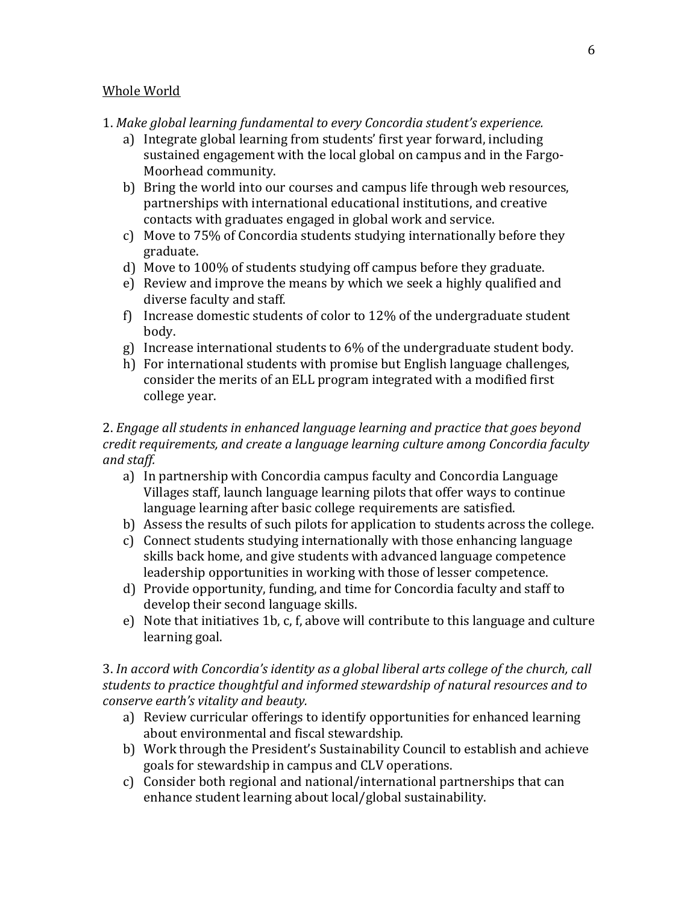<u>Whole World</u>

1. *Make global learning fundamental to every Concordia student's experience.*
   a) Integrate global learning from students' first year forward, including sustained engagement with the local global on campus and in the Fargo-Moorhead community.
   b) Bring the world into our courses and campus life through web resources, partnerships with international educational institutions, and creative contacts with graduates engaged in global work and service.
   c) Move to 75% of Concordia students studying internationally before they graduate.
   d) Move to 100% of students studying off campus before they graduate.
   e) Review and improve the means by which we seek a highly qualified and diverse faculty and staff.
   f) Increase domestic students of color to 12% of the undergraduate student body.
   g) Increase international students to 6% of the undergraduate student body.
   h) For international students with promise but English language challenges, consider the merits of an ELL program integrated with a modified first college year.

2. *Engage all students in enhanced language learning and practice that goes beyond credit requirements, and create a language learning culture among Concordia faculty and staff.*
   a) In partnership with Concordia campus faculty and Concordia Language Villages staff, launch language learning pilots that offer ways to continue language learning after basic college requirements are satisfied.
   b) Assess the results of such pilots for application to students across the college.
   c) Connect students studying internationally with those enhancing language skills back home, and give students with advanced language competence leadership opportunities in working with those of lesser competence.
   d) Provide opportunity, funding, and time for Concordia faculty and staff to develop their second language skills.
   e) Note that initiatives 1b, c, f, above will contribute to this language and culture learning goal.

3. *In accord with Concordia's identity as a global liberal arts college of the church, call students to practice thoughtful and informed stewardship of natural resources and to conserve earth's vitality and beauty.*
   a) Review curricular offerings to identify opportunities for enhanced learning about environmental and fiscal stewardship.
   b) Work through the President's Sustainability Council to establish and achieve goals for stewardship in campus and CLV operations.
   c) Consider both regional and national/international partnerships that can enhance student learning about local/global sustainability.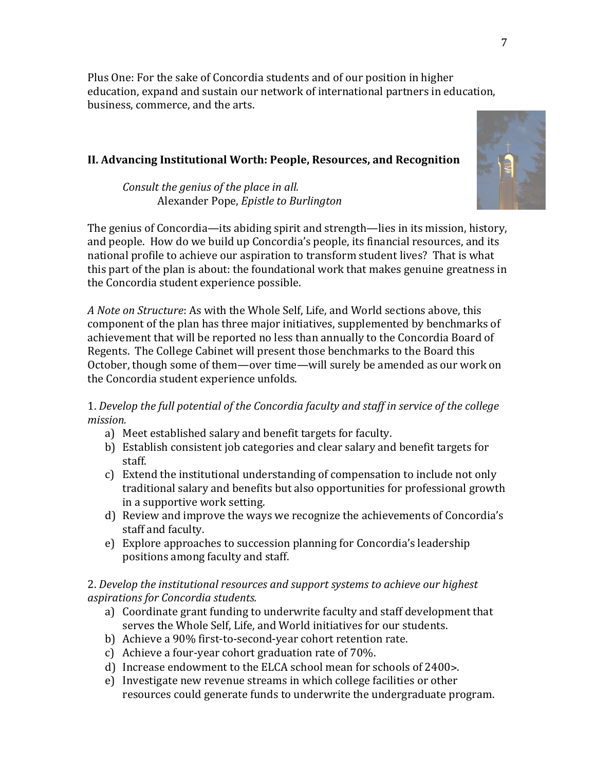Plus One: For the sake of Concordia students and of our position in higher education, expand and sustain our network of international partners in education, business, commerce, and the arts.

## II. Advancing Institutional Worth: People, Resources, and Recognition

> *Consult the genius of the place in all.*
> Alexander Pope, *Epistle to Burlington*

The genius of Concordia—its abiding spirit and strength—lies in its mission, history, and people. How do we build up Concordia's people, its financial resources, and its national profile to achieve our aspiration to transform student lives? That is what this part of the plan is about: the foundational work that makes genuine greatness in the Concordia student experience possible.

*A Note on Structure*: As with the Whole Self, Life, and World sections above, this component of the plan has three major initiatives, supplemented by benchmarks of achievement that will be reported no less than annually to the Concordia Board of Regents. The College Cabinet will present those benchmarks to the Board this October, though some of them—over time—will surely be amended as our work on the Concordia student experience unfolds.

1. *Develop the full potential of the Concordia faculty and staff in service of the college mission.*
   a) Meet established salary and benefit targets for faculty.
   b) Establish consistent job categories and clear salary and benefit targets for staff.
   c) Extend the institutional understanding of compensation to include not only traditional salary and benefits but also opportunities for professional growth in a supportive work setting.
   d) Review and improve the ways we recognize the achievements of Concordia's staff and faculty.
   e) Explore approaches to succession planning for Concordia's leadership positions among faculty and staff.

2. *Develop the institutional resources and support systems to achieve our highest aspirations for Concordia students.*
   a) Coordinate grant funding to underwrite faculty and staff development that serves the Whole Self, Life, and World initiatives for our students.
   b) Achieve a 90% first-to-second-year cohort retention rate.
   c) Achieve a four-year cohort graduation rate of 70%.
   d) Increase endowment to the ELCA school mean for schools of 2400>.
   e) Investigate new revenue streams in which college facilities or other resources could generate funds to underwrite the undergraduate program.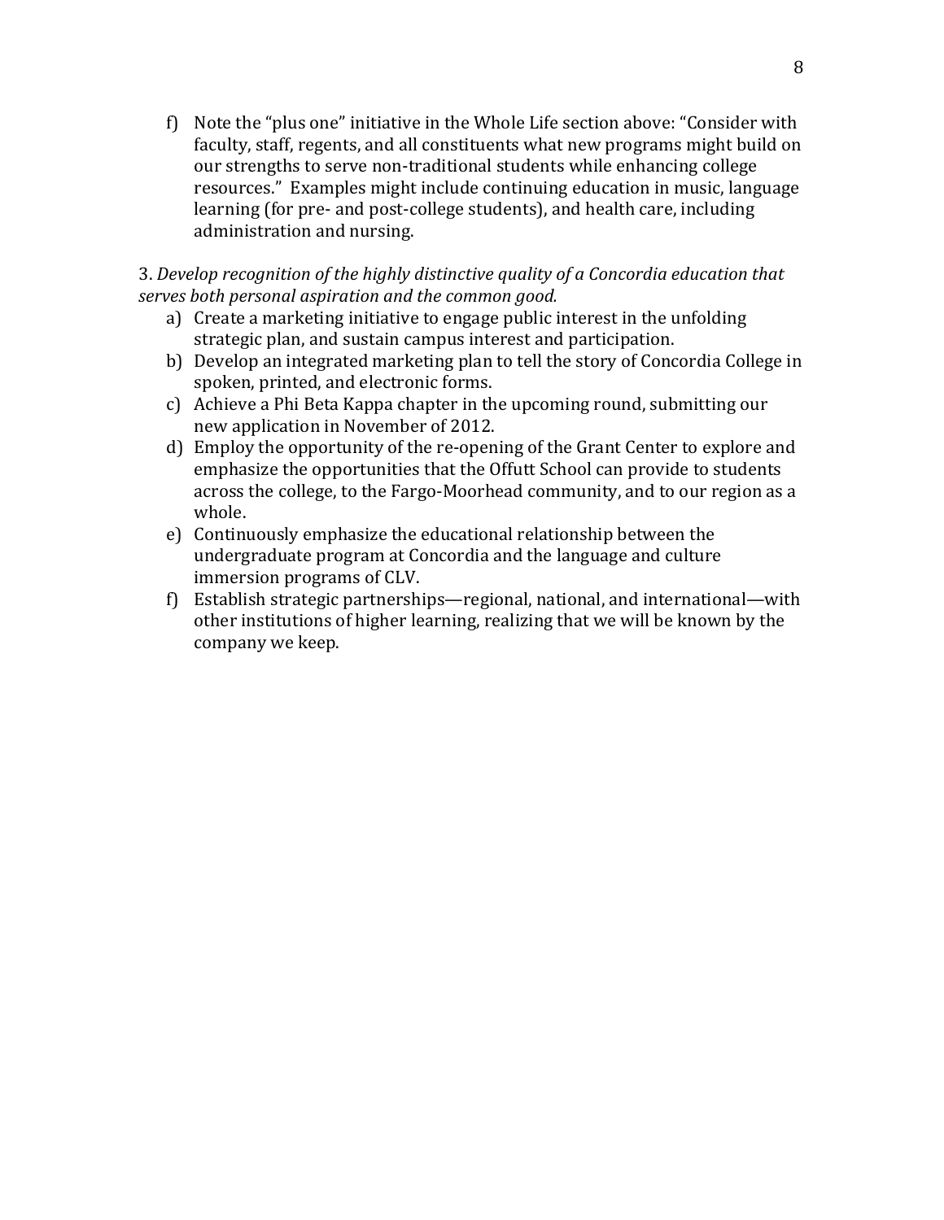f) Note the "plus one" initiative in the Whole Life section above: "Consider with faculty, staff, regents, and all constituents what new programs might build on our strengths to serve non-traditional students while enhancing college resources." Examples might include continuing education in music, language learning (for pre- and post-college students), and health care, including administration and nursing.

3. *Develop recognition of the highly distinctive quality of a Concordia education that serves both personal aspiration and the common good.*

a) Create a marketing initiative to engage public interest in the unfolding strategic plan, and sustain campus interest and participation.
b) Develop an integrated marketing plan to tell the story of Concordia College in spoken, printed, and electronic forms.
c) Achieve a Phi Beta Kappa chapter in the upcoming round, submitting our new application in November of 2012.
d) Employ the opportunity of the re-opening of the Grant Center to explore and emphasize the opportunities that the Offutt School can provide to students across the college, to the Fargo-Moorhead community, and to our region as a whole.
e) Continuously emphasize the educational relationship between the undergraduate program at Concordia and the language and culture immersion programs of CLV.
f) Establish strategic partnerships—regional, national, and international—with other institutions of higher learning, realizing that we will be known by the company we keep.